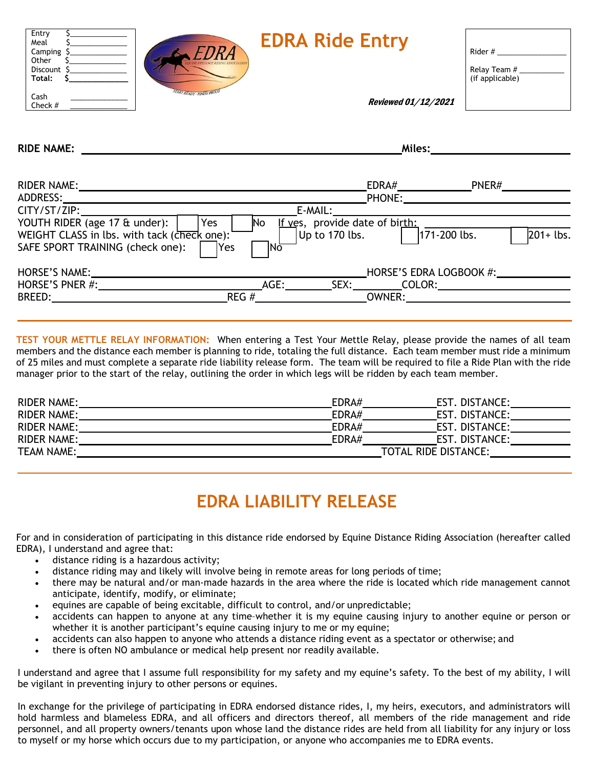Entry $______________
Meal $______________
Camping $______________
Other $______________
Discount $______________
**Total:** $______________

Cash ______________
Check # ______________

# EDRA Ride Entry

Rider # ________________

Relay Team # ___________
(if applicable)

***Reviewed 01/12/2021***

**RIDE NAME:** ______________________________________________ **Miles:** ____________________

RIDER NAME: ______________________________________________ EDRA# ____________ PNER# ____________
ADDRESS: ______________________________________________ PHONE: ______________________
CITY/ST/ZIP: ______________________________ E-MAIL: ______________________________
YOUTH RIDER (age 17 & under): ☐ Yes ☐ No If yes, provide date of birth: ______________
WEIGHT CLASS in lbs. with tack (check one): ☐ Up to 170 lbs. ☐ 171-200 lbs. ☐ 201+ lbs.
SAFE SPORT TRAINING (check one): ☐ Yes ☐ No

HORSE'S NAME: ______________________________________ HORSE'S EDRA LOGBOOK #: ______________
HORSE'S PNER #: ______________________ AGE: ________ SEX: ________ COLOR: ______________
BREED: ______________________ REG # ______________________ OWNER: ______________________

---

**TEST YOUR METTLE RELAY INFORMATION:** When entering a Test Your Mettle Relay, please provide the names of all team members and the distance each member is planning to ride, totaling the full distance. Each team member must ride a minimum of 25 miles and must complete a separate ride liability release form. The team will be required to file a Ride Plan with the ride manager prior to the start of the relay, outlining the order in which legs will be ridden by each team member.

RIDER NAME: ______________________________________ EDRA# ____________ EST. DISTANCE: __________
RIDER NAME: ______________________________________ EDRA# ____________ EST. DISTANCE: __________
RIDER NAME: ______________________________________ EDRA# ____________ EST. DISTANCE: __________
RIDER NAME: ______________________________________ EDRA# ____________ EST. DISTANCE: __________
TEAM NAME: ______________________________________ TOTAL RIDE DISTANCE: ______________

---

# EDRA LIABILITY RELEASE

For and in consideration of participating in this distance ride endorsed by Equine Distance Riding Association (hereafter called EDRA), I understand and agree that:

- distance riding is a hazardous activity;
- distance riding may and likely will involve being in remote areas for long periods of time;
- there may be natural and/or man-made hazards in the area where the ride is located which ride management cannot anticipate, identify, modify, or eliminate;
- equines are capable of being excitable, difficult to control, and/or unpredictable;
- accidents can happen to anyone at any time–whether it is my equine causing injury to another equine or person or whether it is another participant's equine causing injury to me or my equine;
- accidents can also happen to anyone who attends a distance riding event as a spectator or otherwise; and
- there is often NO ambulance or medical help present nor readily available.

I understand and agree that I assume full responsibility for my safety and my equine's safety. To the best of my ability, I will be vigilant in preventing injury to other persons or equines.

In exchange for the privilege of participating in EDRA endorsed distance rides, I, my heirs, executors, and administrators will hold harmless and blameless EDRA, and all officers and directors thereof, all members of the ride management and ride personnel, and all property owners/tenants upon whose land the distance rides are held from all liability for any injury or loss to myself or my horse which occurs due to my participation, or anyone who accompanies me to EDRA events.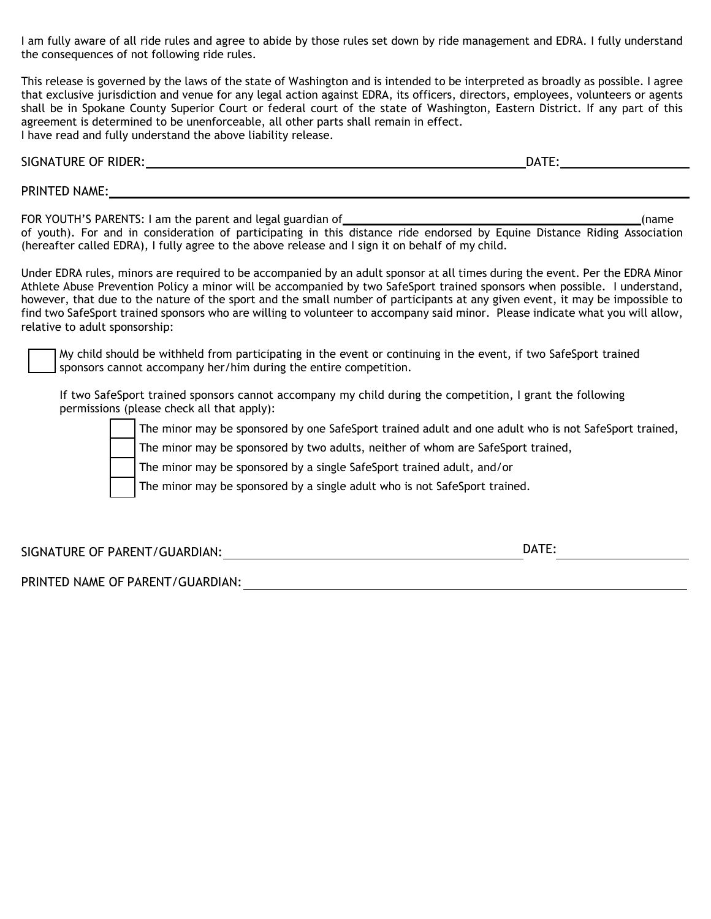I am fully aware of all ride rules and agree to abide by those rules set down by ride management and EDRA. I fully understand the consequences of not following ride rules.

This release is governed by the laws of the state of Washington and is intended to be interpreted as broadly as possible. I agree that exclusive jurisdiction and venue for any legal action against EDRA, its officers, directors, employees, volunteers or agents shall be in Spokane County Superior Court or federal court of the state of Washington, Eastern District. If any part of this agreement is determined to be unenforceable, all other parts shall remain in effect.
I have read and fully understand the above liability release.

SIGNATURE OF RIDER:______________________________________________ DATE:________________

PRINTED NAME:______________________________________________________________________

FOR YOUTH'S PARENTS: I am the parent and legal guardian of____________________________________(name of youth). For and in consideration of participating in this distance ride endorsed by Equine Distance Riding Association (hereafter called EDRA), I fully agree to the above release and I sign it on behalf of my child.

Under EDRA rules, minors are required to be accompanied by an adult sponsor at all times during the event. Per the EDRA Minor Athlete Abuse Prevention Policy a minor will be accompanied by two SafeSport trained sponsors when possible. I understand, however, that due to the nature of the sport and the small number of participants at any given event, it may be impossible to find two SafeSport trained sponsors who are willing to volunteer to accompany said minor. Please indicate what you will allow, relative to adult sponsorship:

- [ ] My child should be withheld from participating in the event or continuing in the event, if two SafeSport trained sponsors cannot accompany her/him during the entire competition.

If two SafeSport trained sponsors cannot accompany my child during the competition, I grant the following permissions (please check all that apply):

- [ ] The minor may be sponsored by one SafeSport trained adult and one adult who is not SafeSport trained,
- [ ] The minor may be sponsored by two adults, neither of whom are SafeSport trained,
- [ ] The minor may be sponsored by a single SafeSport trained adult, and/or
- [ ] The minor may be sponsored by a single adult who is not SafeSport trained.

SIGNATURE OF PARENT/GUARDIAN:_____________________________________ DATE:________________

PRINTED NAME OF PARENT/GUARDIAN:___________________________________________________